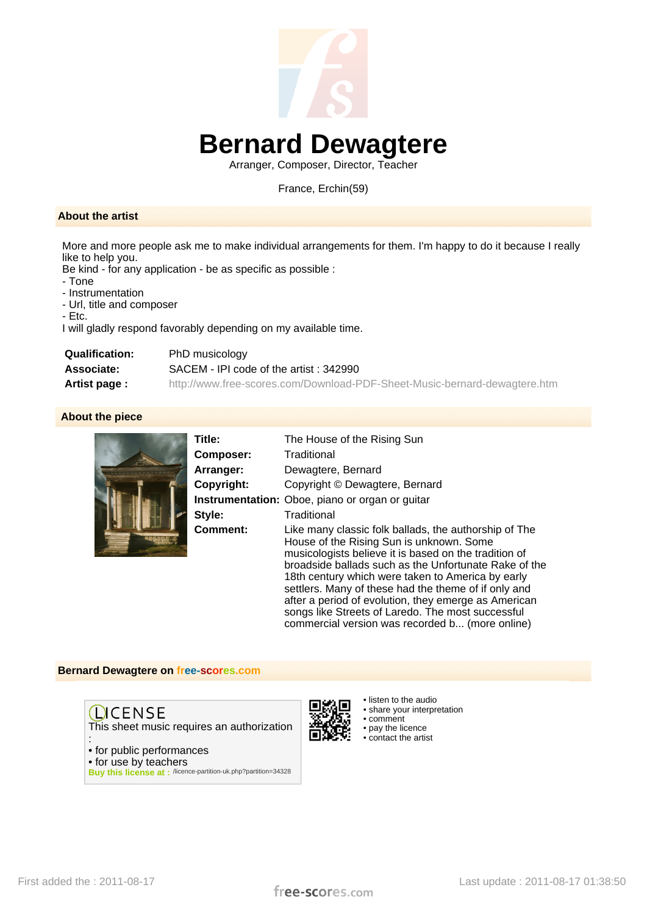# Bernard Dewagtere

Arranger, Composer, Director, Teacher

France, Erchin(59)

## About the artist

More and more people ask me to make individual arrangements for them. I'm happy to do it because I really like to help you.
Be kind - for any application - be as specific as possible :
- Tone
- Instrumentation
- Url, title and composer
- Etc.

I will gladly respond favorably depending on my available time.

| | |
|---|---|
| **Qualification:** | PhD musicology |
| **Associate:** | SACEM - IPI code of the artist : 342990 |
| **Artist page :** | http://www.free-scores.com/Download-PDF-Sheet-Music-bernard-dewagtere.htm |

## About the piece

| | |
|---|---|
| **Title:** | The House of the Rising Sun |
| **Composer:** | Traditional |
| **Arranger:** | Dewagtere, Bernard |
| **Copyright:** | Copyright © Dewagtere, Bernard |
| **Instrumentation:** | Oboe, piano or organ or guitar |
| **Style:** | Traditional |
| **Comment:** | Like many classic folk ballads, the authorship of The House of the Rising Sun is unknown. Some musicologists believe it is based on the tradition of broadside ballads such as the Unfortunate Rake of the 18th century which were taken to America by early settlers. Many of these had the theme of if only and after a period of evolution, they emerge as American songs like Streets of Laredo. The most successful commercial version was recorded b... (more online) |

## Bernard Dewagtere on free-scores.com

**LICENSE**

This sheet music requires an authorization :
- for public performances
- for use by teachers

Buy this license at : /licence-partition-uk.php?partition=34328

- listen to the audio
- share your interpretation
- comment
- pay the licence
- contact the artist

First added the : 2011-08-17

Last update : 2011-08-17 01:38:50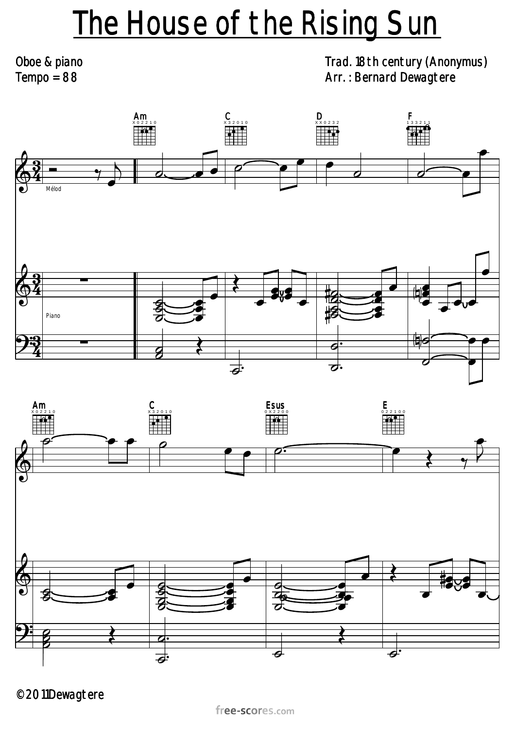# The House of the Rising Sun

Oboe & piano
Tempo = 88

Trad. 18th century (Anonymus)
Arr. : Bernard Dewagtere

© 2011 Dewagtere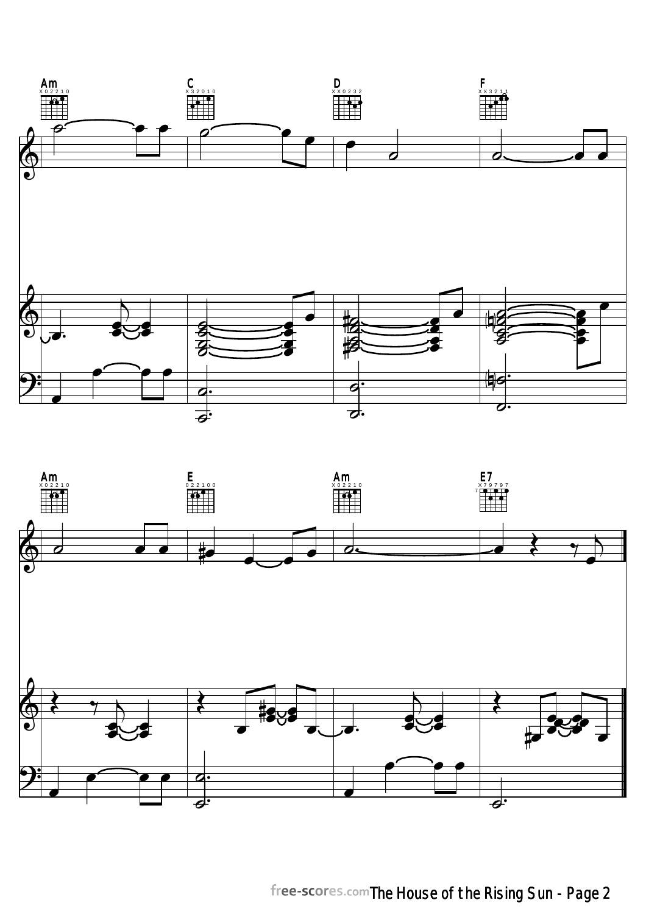Am X 0 2 2 1 0 C X 3 2 0 1 0 D X X 0 2 3 2 F X X 3 2 1 1

Am X 0 2 2 1 0 E 0 2 2 1 0 0 Am X 0 2 2 1 0 E7 X 7 9 7 9 7